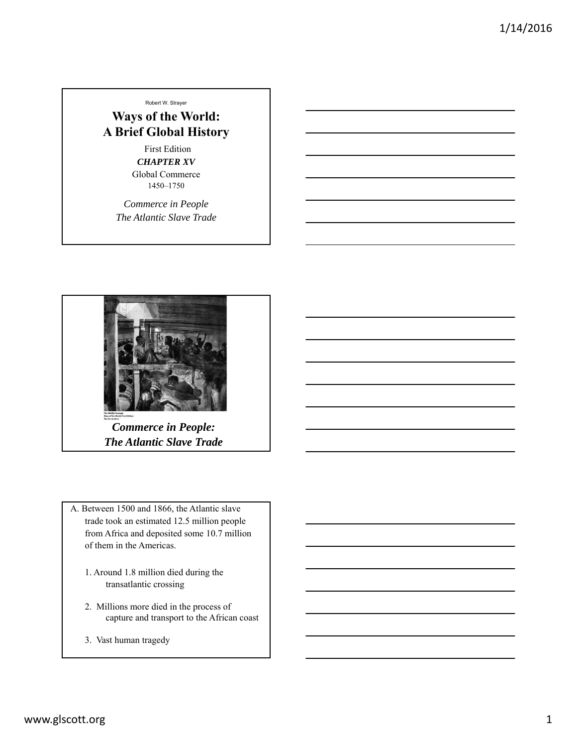Robert W. Strayer

# Ways of the World: A Brief Global History

First Edition

***CHAPTER XV***

Global Commerce

1450–1750

*Commerce in People*

*The Atlantic Slave Trade*

The Middle Passage
Ways of the World, First Edition
The Art Archive

## *Commerce in People: The Atlantic Slave Trade*

A. Between 1500 and 1866, the Atlantic slave trade took an estimated 12.5 million people from Africa and deposited some 10.7 million of them in the Americas.

1. Around 1.8 million died during the transatlantic crossing
2. Millions more died in the process of capture and transport to the African coast
3. Vast human tragedy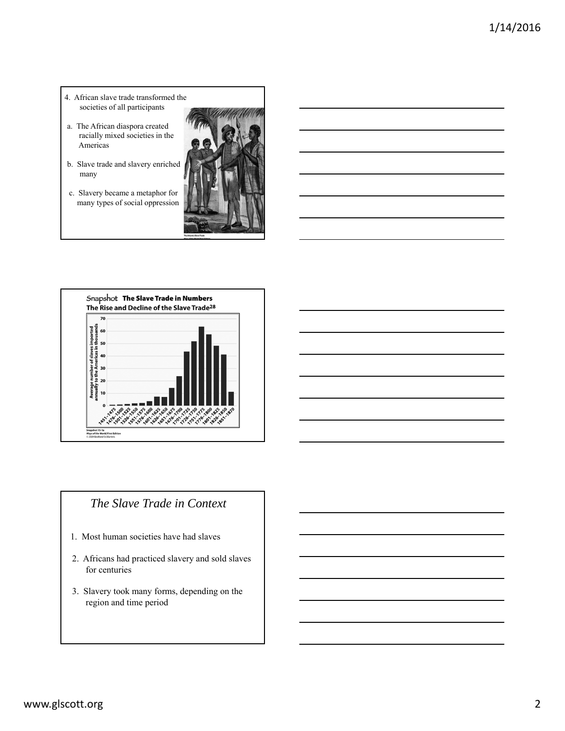4. African slave trade transformed the societies of all participants

a. The African diaspora created racially mixed societies in the Americas

b. Slave trade and slavery enriched many

c. Slavery became a metaphor for many types of social oppression

Snapshot **The Slave Trade in Numbers**

**The Rise and Decline of the Slave Trade[28]**

Snapshot 15-1a
Ways of the World, First Edition
© 2009 Bedford/St.Martin's

## *The Slave Trade in Context*

1. Most human societies have had slaves
2. Africans had practiced slavery and sold slaves for centuries
3. Slavery took many forms, depending on the region and time period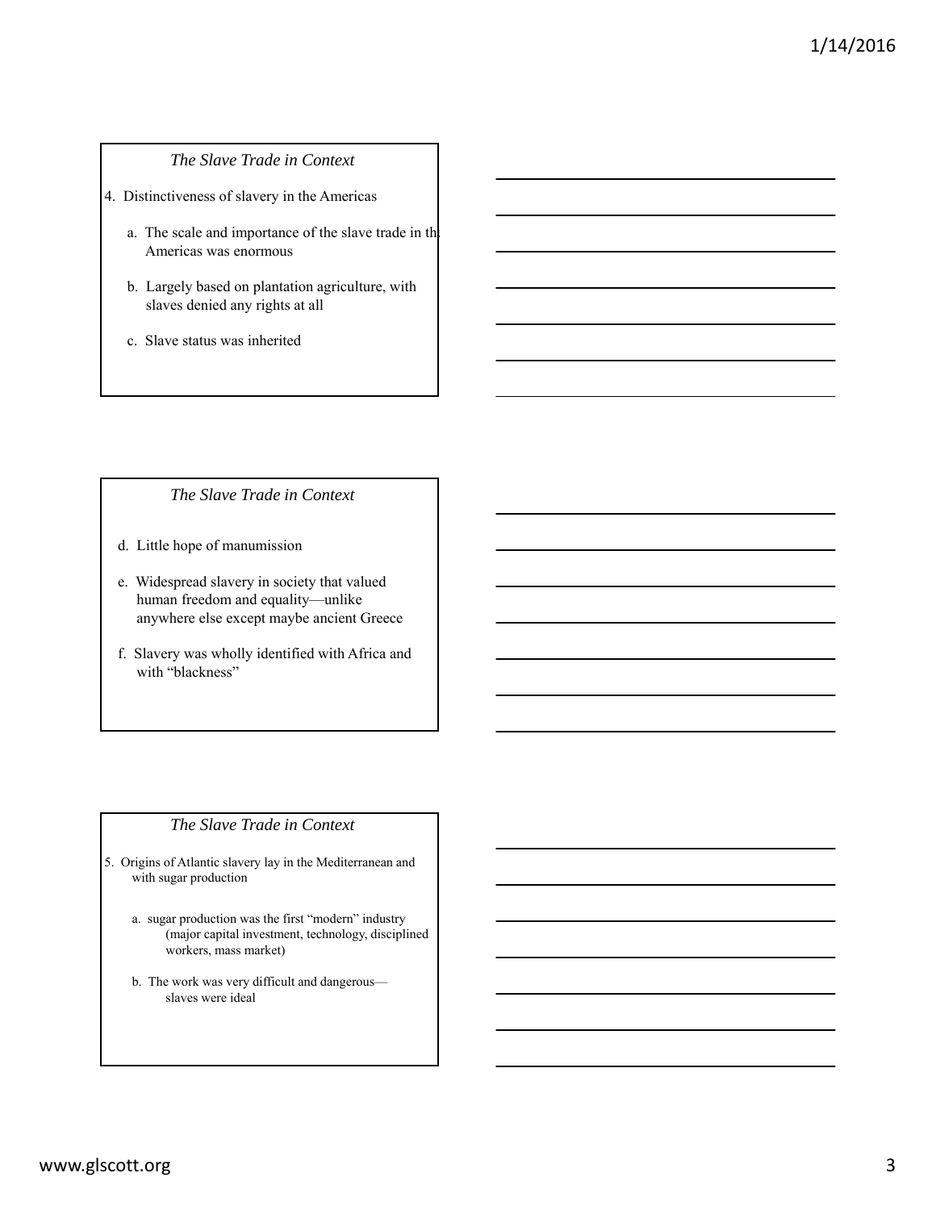### *The Slave Trade in Context*

4. Distinctiveness of slavery in the Americas

   a. The scale and importance of the slave trade in the Americas was enormous

   b. Largely based on plantation agriculture, with slaves denied any rights at all

   c. Slave status was inherited

### *The Slave Trade in Context*

   d. Little hope of manumission

   e. Widespread slavery in society that valued human freedom and equality—unlike anywhere else except maybe ancient Greece

   f. Slavery was wholly identified with Africa and with "blackness"

### *The Slave Trade in Context*

5. Origins of Atlantic slavery lay in the Mediterranean and with sugar production

   a. sugar production was the first "modern" industry (major capital investment, technology, disciplined workers, mass market)

   b. The work was very difficult and dangerous—slaves were ideal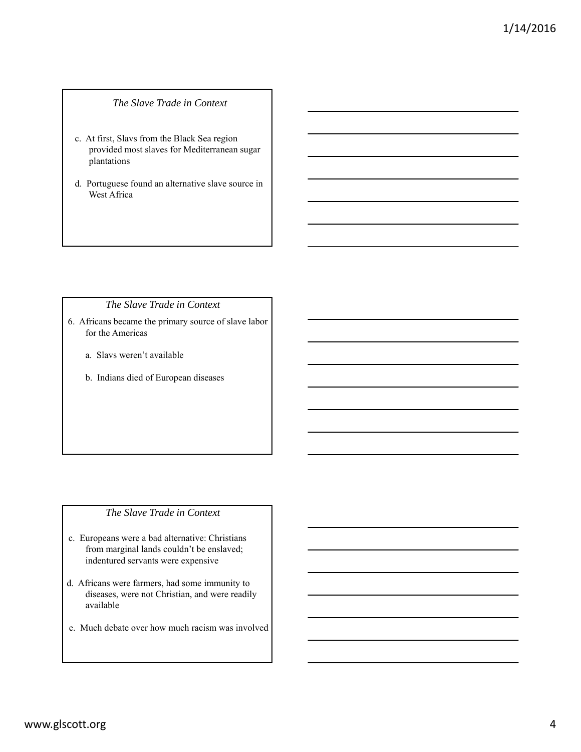### *The Slave Trade in Context*

c. At first, Slavs from the Black Sea region provided most slaves for Mediterranean sugar plantations

d. Portuguese found an alternative slave source in West Africa

### *The Slave Trade in Context*

6. Africans became the primary source of slave labor for the Americas

   a. Slavs weren't available

   b. Indians died of European diseases

### *The Slave Trade in Context*

c. Europeans were a bad alternative: Christians from marginal lands couldn't be enslaved; indentured servants were expensive

d. Africans were farmers, had some immunity to diseases, were not Christian, and were readily available

e. Much debate over how much racism was involved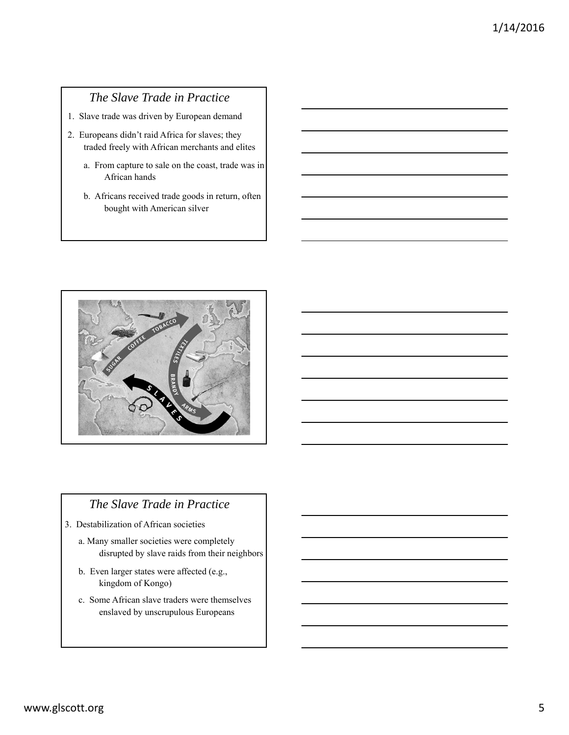## *The Slave Trade in Practice*

1. Slave trade was driven by European demand
2. Europeans didn't raid Africa for slaves; they traded freely with African merchants and elites
   - a. From capture to sale on the coast, trade was in African hands
   - b. Africans received trade goods in return, often bought with American silver

## *The Slave Trade in Practice*

3. Destabilization of African societies
   - a. Many smaller societies were completely disrupted by slave raids from their neighbors
   - b. Even larger states were affected (e.g., kingdom of Kongo)
   - c. Some African slave traders were themselves enslaved by unscrupulous Europeans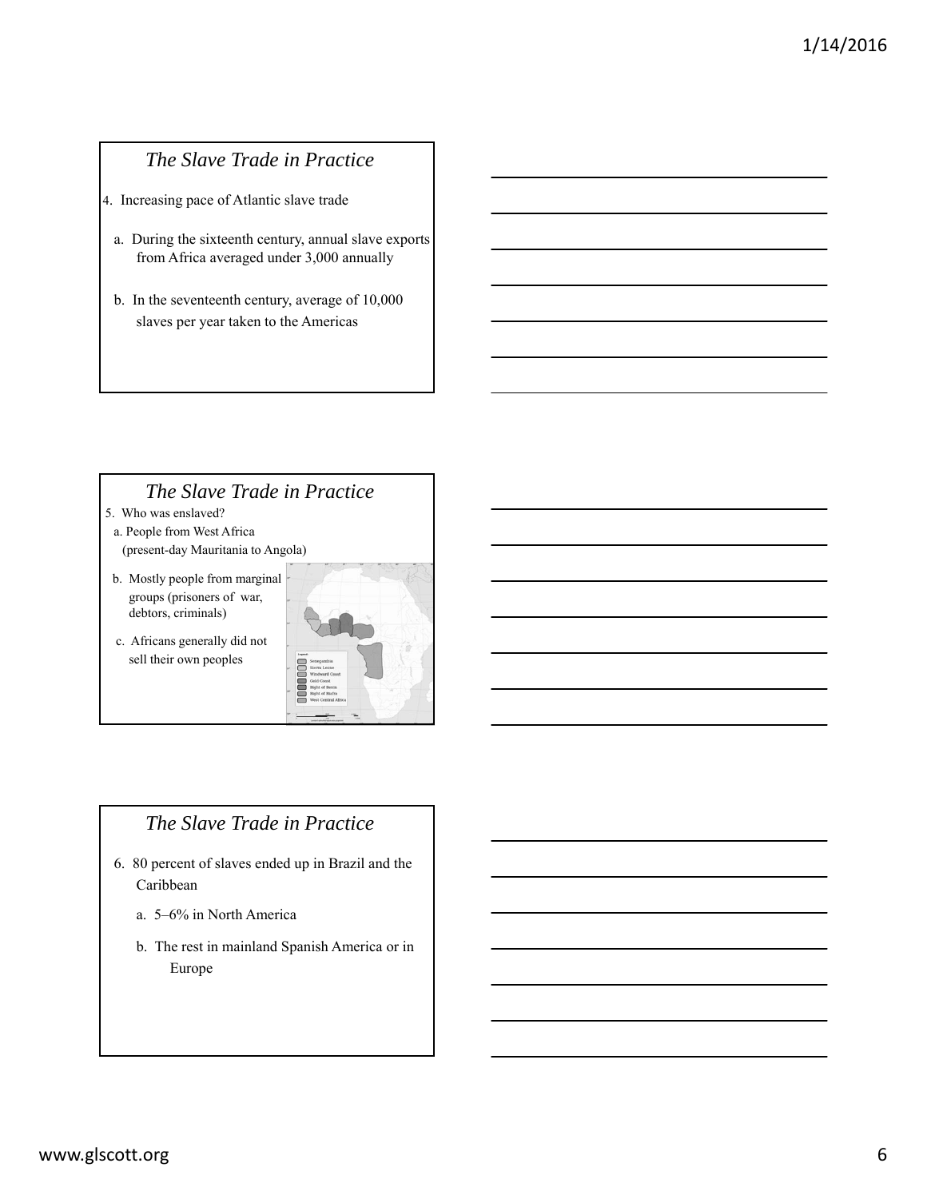## *The Slave Trade in Practice*

4. Increasing pace of Atlantic slave trade

   a. During the sixteenth century, annual slave exports from Africa averaged under 3,000 annually

   b. In the seventeenth century, average of 10,000 slaves per year taken to the Americas

## *The Slave Trade in Practice*

5. Who was enslaved?

   a. People from West Africa (present-day Mauritania to Angola)

   b. Mostly people from marginal groups (prisoners of war, debtors, criminals)

   c. Africans generally did not sell their own peoples

## *The Slave Trade in Practice*

6. 80 percent of slaves ended up in Brazil and the Caribbean

   a. 5–6% in North America

   b. The rest in mainland Spanish America or in Europe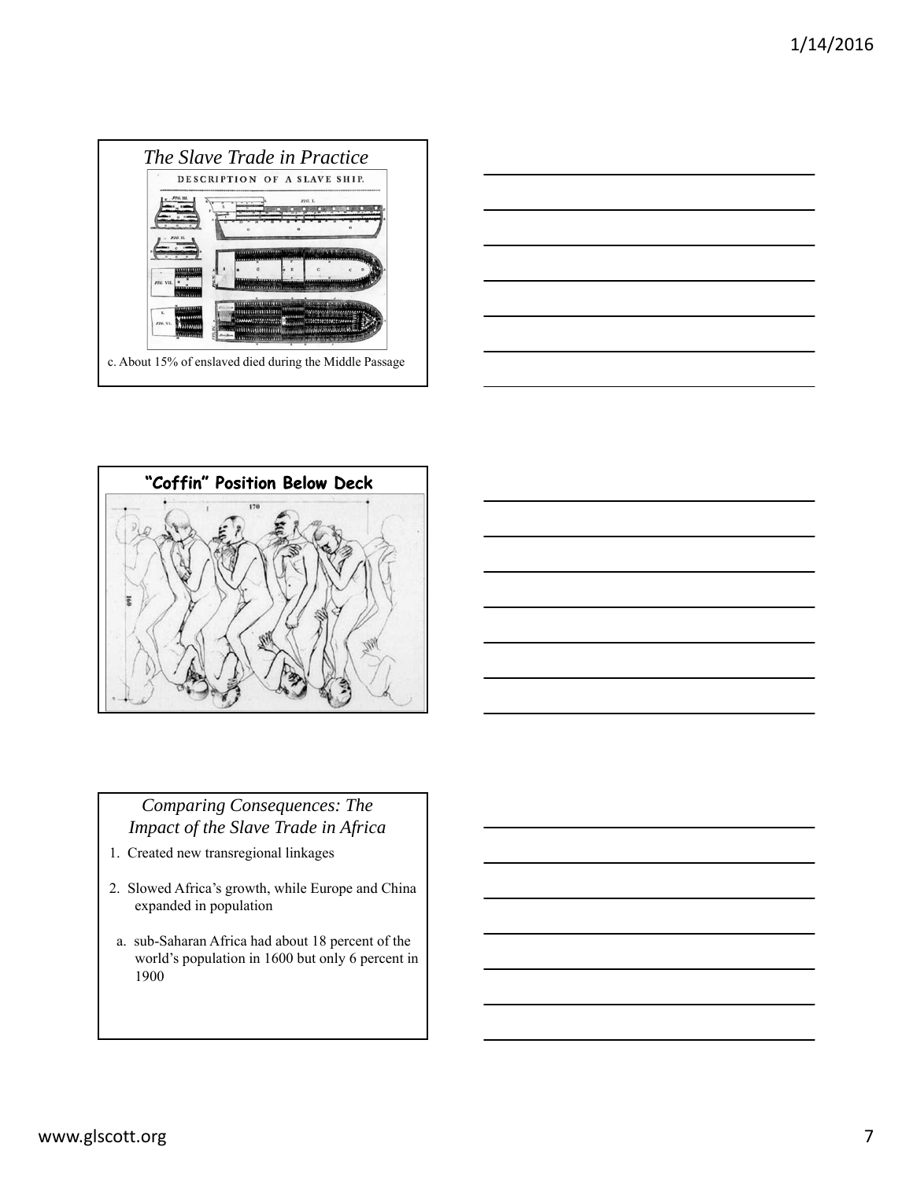## *The Slave Trade in Practice*

DESCRIPTION OF A SLAVE SHIP.

c. About 15% of enslaved died during the Middle Passage

## "Coffin" Position Below Deck

## *Comparing Consequences: The Impact of the Slave Trade in Africa*

1. Created new transregional linkages
2. Slowed Africa's growth, while Europe and China expanded in population
   a. sub-Saharan Africa had about 18 percent of the world's population in 1600 but only 6 percent in 1900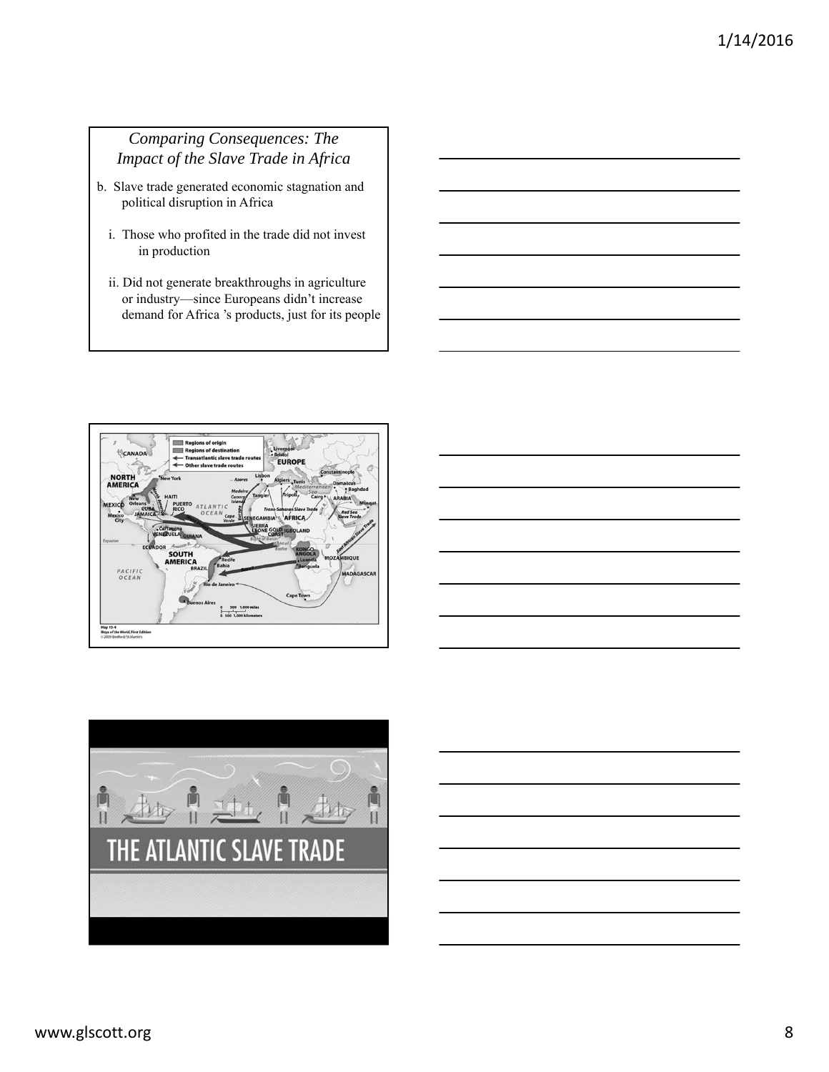## *Comparing Consequences: The Impact of the Slave Trade in Africa*

b. Slave trade generated economic stagnation and political disruption in Africa

   i. Those who profited in the trade did not invest in production

   ii. Did not generate breakthroughs in agriculture or industry—since Europeans didn't increase demand for Africa 's products, just for its people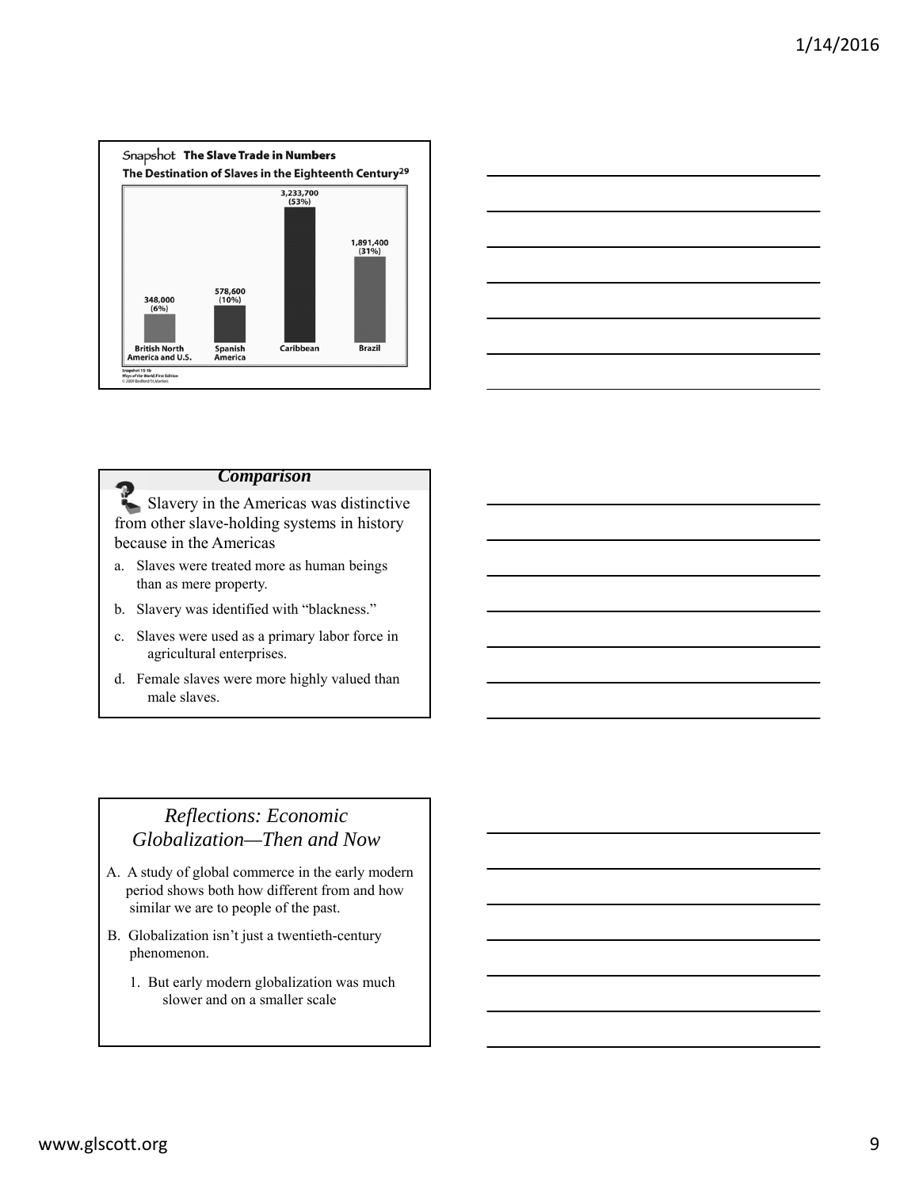**Snapshot The Slave Trade in Numbers**

**The Destination of Slaves in the Eighteenth Century**[29]

| British North America and U.S. | Spanish America | Caribbean | Brazil |
|---|---|---|---|
| 348,000 (6%) | 578,600 (10%) | 3,233,700 (53%) | 1,891,400 (31%) |

Snapshot 15-1b
*Ways of the World*, First Edition
© 2009 Bedford/St.Martin's

## *Comparison*

Slavery in the Americas was distinctive from other slave-holding systems in history because in the Americas

a. Slaves were treated more as human beings than as mere property.
b. Slavery was identified with "blackness."
c. Slaves were used as a primary labor force in agricultural enterprises.
d. Female slaves were more highly valued than male slaves.

## *Reflections: Economic Globalization—Then and Now*

A. A study of global commerce in the early modern period shows both how different from and how similar we are to people of the past.

B. Globalization isn't just a twentieth-century phenomenon.

1. But early modern globalization was much slower and on a smaller scale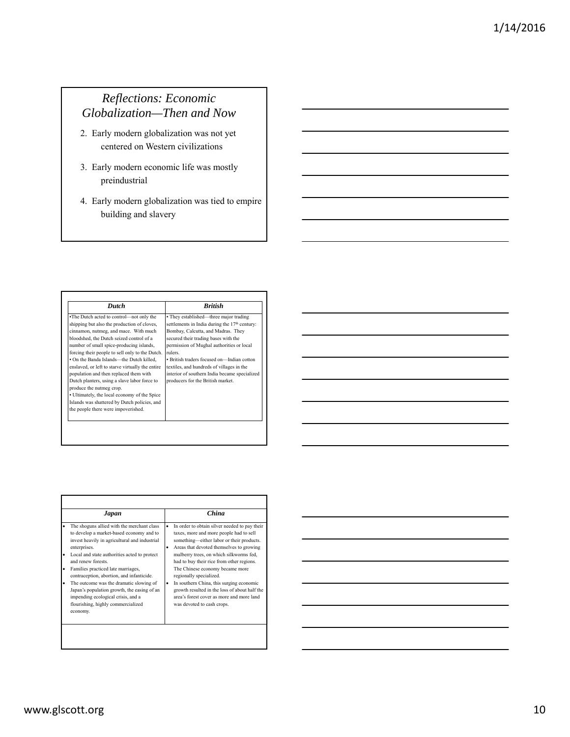## *Reflections: Economic Globalization—Then and Now*

2. Early modern globalization was not yet centered on Western civilizations
3. Early modern economic life was mostly preindustrial
4. Early modern globalization was tied to empire building and slavery

| *Dutch* | *British* |
|---|---|
| •The Dutch acted to control—not only the shipping but also the production of cloves, cinnamon, nutmeg, and mace. With much bloodshed, the Dutch seized control of a number of small spice-producing islands, forcing their people to sell only to the Dutch. • On the Banda Islands—the Dutch killed, enslaved, or left to starve virtually the entire population and then replaced them with Dutch planters, using a slave labor force to produce the nutmeg crop. • Ultimately, the local economy of the Spice Islands was shattered by Dutch policies, and the people there were impoverished. | • They established—three major trading settlements in India during the 17th century: Bombay, Calcutta, and Madras. They secured their trading bases with the permission of Mughal authorities or local rulers. • British traders focused on—Indian cotton textiles, and hundreds of villages in the interior of southern India became specialized producers for the British market. |

| *Japan* | *China* |
|---|---|
| • The shoguns allied with the merchant class to develop a market-based economy and to invest heavily in agricultural and industrial enterprises. • Local and state authorities acted to protect and renew forests. • Families practiced late marriages, contraception, abortion, and infanticide. • The outcome was the dramatic slowing of Japan's population growth, the easing of an impending ecological crisis, and a flourishing, highly commercialized economy. | • In order to obtain silver needed to pay their taxes, more and more people had to sell something—either labor or their products. • Areas that devoted themselves to growing mulberry trees, on which silkworms fed, had to buy their rice from other regions. The Chinese economy became more regionally specialized. • In southern China, this surging economic growth resulted in the loss of about half the area's forest cover as more and more land was devoted to cash crops. |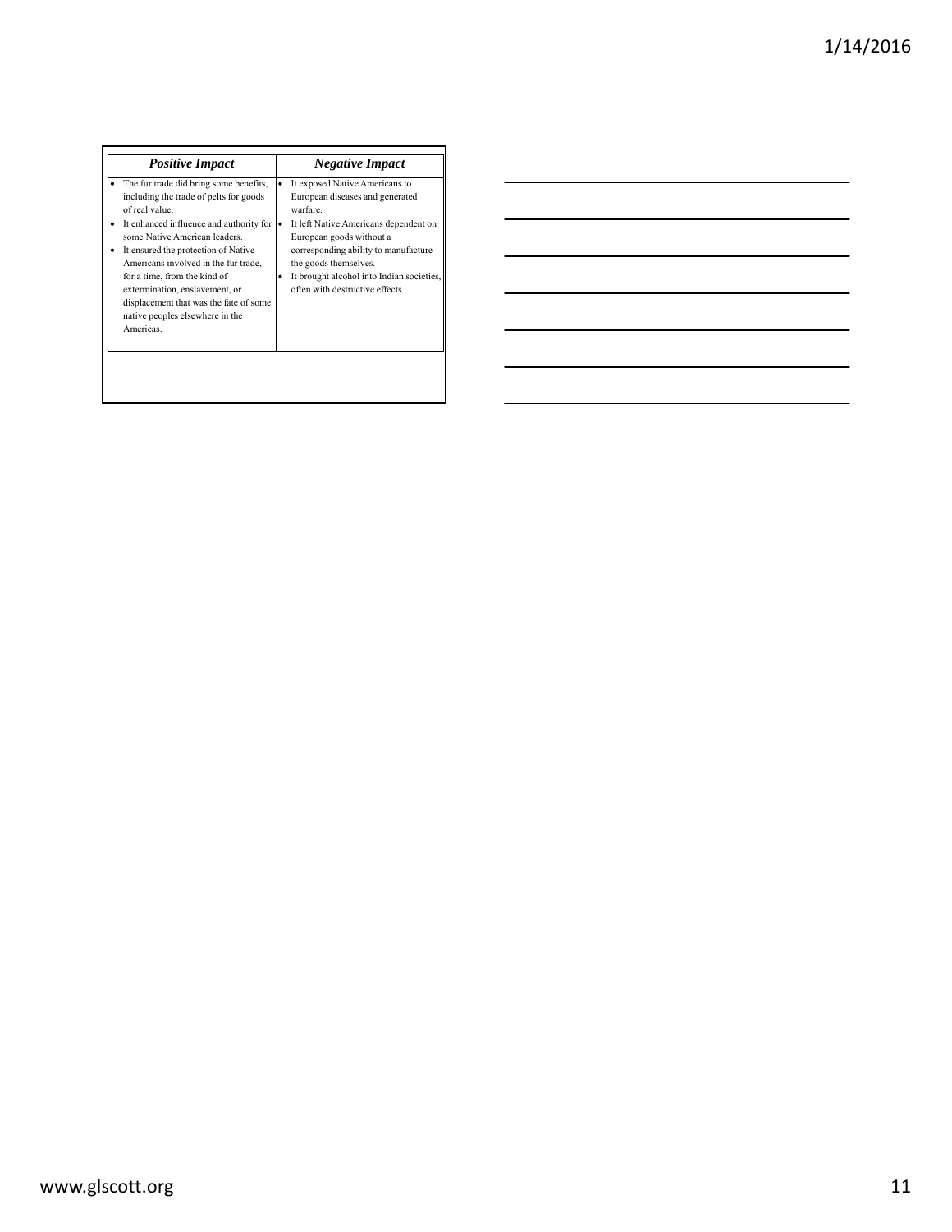| *Positive Impact* | *Negative Impact* |
|---|---|
| • The fur trade did bring some benefits, including the trade of pelts for goods of real value.<br>• It enhanced influence and authority for some Native American leaders.<br>• It ensured the protection of Native Americans involved in the fur trade, for a time, from the kind of extermination, enslavement, or displacement that was the fate of some native peoples elsewhere in the Americas. | • It exposed Native Americans to European diseases and generated warfare.<br>• It left Native Americans dependent on European goods without a corresponding ability to manufacture the goods themselves.<br>• It brought alcohol into Indian societies, often with destructive effects. |